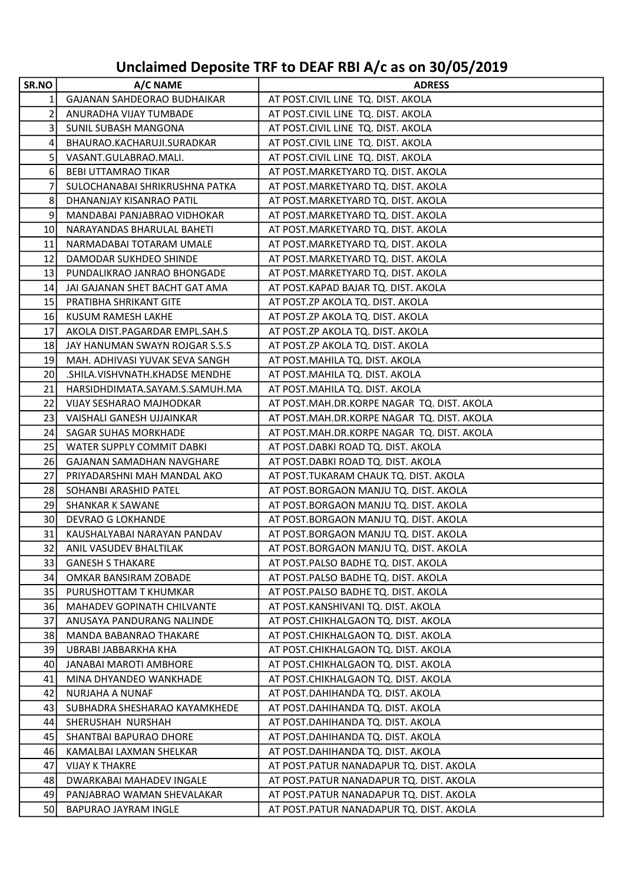# Unclaimed Deposite TRF to DEAF RBI A/c as on 30/05/2019

| SR.NO | A/C NAME | ADRESS |
|---|---|---|
| 1 | GAJANAN SAHDEORAO BUDHAIKAR | AT POST.CIVIL LINE TQ. DIST. AKOLA |
| 2 | ANURADHA VIJAY TUMBADE | AT POST.CIVIL LINE TQ. DIST. AKOLA |
| 3 | SUNIL SUBASH MANGONA | AT POST.CIVIL LINE TQ. DIST. AKOLA |
| 4 | BHAURAO.KACHARUJI.SURADKAR | AT POST.CIVIL LINE TQ. DIST. AKOLA |
| 5 | VASANT.GULABRAO.MALI. | AT POST.CIVIL LINE TQ. DIST. AKOLA |
| 6 | BEBI UTTAMRAO TIKAR | AT POST.MARKETYARD TQ. DIST. AKOLA |
| 7 | SULOCHANABAI SHRIKRUSHNA PATKA | AT POST.MARKETYARD TQ. DIST. AKOLA |
| 8 | DHANANJAY KISANRAO PATIL | AT POST.MARKETYARD TQ. DIST. AKOLA |
| 9 | MANDABAI PANJABRAO VIDHOKAR | AT POST.MARKETYARD TQ. DIST. AKOLA |
| 10 | NARAYANDAS BHARULAL BAHETI | AT POST.MARKETYARD TQ. DIST. AKOLA |
| 11 | NARMADABAI TOTARAM UMALE | AT POST.MARKETYARD TQ. DIST. AKOLA |
| 12 | DAMODAR SUKHDEO SHINDE | AT POST.MARKETYARD TQ. DIST. AKOLA |
| 13 | PUNDALIKRAO JANRAO BHONGADE | AT POST.MARKETYARD TQ. DIST. AKOLA |
| 14 | JAI GAJANAN SHET BACHT GAT AMA | AT POST.KAPAD BAJAR TQ. DIST. AKOLA |
| 15 | PRATIBHA SHRIKANT GITE | AT POST.ZP AKOLA TQ. DIST. AKOLA |
| 16 | KUSUM RAMESH LAKHE | AT POST.ZP AKOLA TQ. DIST. AKOLA |
| 17 | AKOLA DIST.PAGARDAR EMPL.SAH.S | AT POST.ZP AKOLA TQ. DIST. AKOLA |
| 18 | JAY HANUMAN SWAYN ROJGAR S.S.S | AT POST.ZP AKOLA TQ. DIST. AKOLA |
| 19 | MAH. ADHIVASI YUVAK SEVA SANGH | AT POST.MAHILA TQ. DIST. AKOLA |
| 20 | .SHILA.VISHVNATH.KHADSE MENDHE | AT POST.MAHILA TQ. DIST. AKOLA |
| 21 | HARSIDHDIMATA.SAYAM.S.SAMUH.MA | AT POST.MAHILA TQ. DIST. AKOLA |
| 22 | VIJAY SESHARAO MAJHODKAR | AT POST.MAH.DR.KORPE NAGAR TQ. DIST. AKOLA |
| 23 | VAISHALI GANESH UJJAINKAR | AT POST.MAH.DR.KORPE NAGAR TQ. DIST. AKOLA |
| 24 | SAGAR SUHAS MORKHADE | AT POST.MAH.DR.KORPE NAGAR TQ. DIST. AKOLA |
| 25 | WATER SUPPLY COMMIT DABKI | AT POST.DABKI ROAD TQ. DIST. AKOLA |
| 26 | GAJANAN SAMADHAN NAVGHARE | AT POST.DABKI ROAD TQ. DIST. AKOLA |
| 27 | PRIYADARSHNI MAH MANDAL AKO | AT POST.TUKARAM CHAUK TQ. DIST. AKOLA |
| 28 | SOHANBI ARASHID PATEL | AT POST.BORGAON MANJU TQ. DIST. AKOLA |
| 29 | SHANKAR K SAWANE | AT POST.BORGAON MANJU TQ. DIST. AKOLA |
| 30 | DEVRAO G LOKHANDE | AT POST.BORGAON MANJU TQ. DIST. AKOLA |
| 31 | KAUSHALYABAI NARAYAN PANDAV | AT POST.BORGAON MANJU TQ. DIST. AKOLA |
| 32 | ANIL VASUDEV BHALTILAK | AT POST.BORGAON MANJU TQ. DIST. AKOLA |
| 33 | GANESH S THAKARE | AT POST.PALSO BADHE TQ. DIST. AKOLA |
| 34 | OMKAR BANSIRAM ZOBADE | AT POST.PALSO BADHE TQ. DIST. AKOLA |
| 35 | PURUSHOTTAM T KHUMKAR | AT POST.PALSO BADHE TQ. DIST. AKOLA |
| 36 | MAHADEV GOPINATH CHILVANTE | AT POST.KANSHIVANI TQ. DIST. AKOLA |
| 37 | ANUSAYA PANDURANG NALINDE | AT POST.CHIKHALGAON TQ. DIST. AKOLA |
| 38 | MANDA BABANRAO THAKARE | AT POST.CHIKHALGAON TQ. DIST. AKOLA |
| 39 | UBRABI JABBARKHA KHA | AT POST.CHIKHALGAON TQ. DIST. AKOLA |
| 40 | JANABAI MAROTI AMBHORE | AT POST.CHIKHALGAON TQ. DIST. AKOLA |
| 41 | MINA DHYANDEO WANKHADE | AT POST.CHIKHALGAON TQ. DIST. AKOLA |
| 42 | NURJAHA A NUNAF | AT POST.DAHIHANDA TQ. DIST. AKOLA |
| 43 | SUBHADRA SHESHARAO KAYAMKHEDE | AT POST.DAHIHANDA TQ. DIST. AKOLA |
| 44 | SHERUSHAH NURSHAH | AT POST.DAHIHANDA TQ. DIST. AKOLA |
| 45 | SHANTBAI BAPURAO DHORE | AT POST.DAHIHANDA TQ. DIST. AKOLA |
| 46 | KAMALBAI LAXMAN SHELKAR | AT POST.DAHIHANDA TQ. DIST. AKOLA |
| 47 | VIJAY K THAKRE | AT POST.PATUR NANADAPUR TQ. DIST. AKOLA |
| 48 | DWARKABAI MAHADEV INGALE | AT POST.PATUR NANADAPUR TQ. DIST. AKOLA |
| 49 | PANJABRAO WAMAN SHEVALAKAR | AT POST.PATUR NANADAPUR TQ. DIST. AKOLA |
| 50 | BAPURAO JAYRAM INGLE | AT POST.PATUR NANADAPUR TQ. DIST. AKOLA |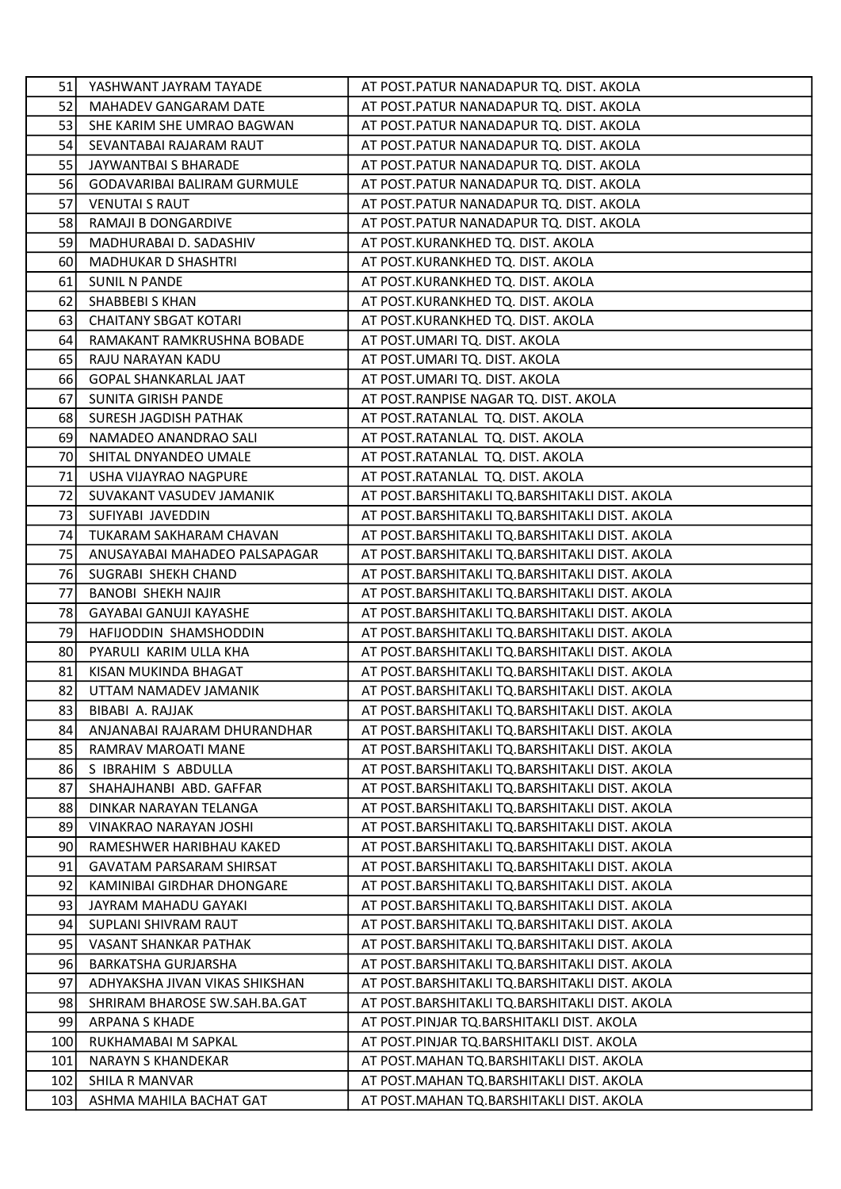| 51 | YASHWANT JAYRAM TAYADE | AT POST.PATUR NANADAPUR TQ. DIST. AKOLA |
|---|---|---|
| 52 | MAHADEV GANGARAM DATE | AT POST.PATUR NANADAPUR TQ. DIST. AKOLA |
| 53 | SHE KARIM SHE UMRAO BAGWAN | AT POST.PATUR NANADAPUR TQ. DIST. AKOLA |
| 54 | SEVANTABAI RAJARAM RAUT | AT POST.PATUR NANADAPUR TQ. DIST. AKOLA |
| 55 | JAYWANTBAI S BHARADE | AT POST.PATUR NANADAPUR TQ. DIST. AKOLA |
| 56 | GODAVARIBAI BALIRAM GURMULE | AT POST.PATUR NANADAPUR TQ. DIST. AKOLA |
| 57 | VENUTAI S RAUT | AT POST.PATUR NANADAPUR TQ. DIST. AKOLA |
| 58 | RAMAJI B DONGARDIVE | AT POST.PATUR NANADAPUR TQ. DIST. AKOLA |
| 59 | MADHURABAI D. SADASHIV | AT POST.KURANKHED TQ. DIST. AKOLA |
| 60 | MADHUKAR D SHASHTRI | AT POST.KURANKHED TQ. DIST. AKOLA |
| 61 | SUNIL N PANDE | AT POST.KURANKHED TQ. DIST. AKOLA |
| 62 | SHABBEBI S KHAN | AT POST.KURANKHED TQ. DIST. AKOLA |
| 63 | CHAITANY SBGAT KOTARI | AT POST.KURANKHED TQ. DIST. AKOLA |
| 64 | RAMAKANT RAMKRUSHNA BOBADE | AT POST.UMARI TQ. DIST. AKOLA |
| 65 | RAJU NARAYAN KADU | AT POST.UMARI TQ. DIST. AKOLA |
| 66 | GOPAL SHANKARLAL JAAT | AT POST.UMARI TQ. DIST. AKOLA |
| 67 | SUNITA GIRISH PANDE | AT POST.RANPISE NAGAR TQ. DIST. AKOLA |
| 68 | SURESH JAGDISH PATHAK | AT POST.RATANLAL TQ. DIST. AKOLA |
| 69 | NAMADEO ANANDRAO SALI | AT POST.RATANLAL TQ. DIST. AKOLA |
| 70 | SHITAL DNYANDEO UMALE | AT POST.RATANLAL TQ. DIST. AKOLA |
| 71 | USHA VIJAYRAO NAGPURE | AT POST.RATANLAL TQ. DIST. AKOLA |
| 72 | SUVAKANT VASUDEV JAMANIK | AT POST.BARSHITAKLI TQ.BARSHITAKLI DIST. AKOLA |
| 73 | SUFIYABI JAVEDDIN | AT POST.BARSHITAKLI TQ.BARSHITAKLI DIST. AKOLA |
| 74 | TUKARAM SAKHARAM CHAVAN | AT POST.BARSHITAKLI TQ.BARSHITAKLI DIST. AKOLA |
| 75 | ANUSAYABAI MAHADEO PALSAPAGAR | AT POST.BARSHITAKLI TQ.BARSHITAKLI DIST. AKOLA |
| 76 | SUGRABI SHEKH CHAND | AT POST.BARSHITAKLI TQ.BARSHITAKLI DIST. AKOLA |
| 77 | BANOBI SHEKH NAJIR | AT POST.BARSHITAKLI TQ.BARSHITAKLI DIST. AKOLA |
| 78 | GAYABAI GANUJI KAYASHE | AT POST.BARSHITAKLI TQ.BARSHITAKLI DIST. AKOLA |
| 79 | HAFIJODDIN SHAMSHODDIN | AT POST.BARSHITAKLI TQ.BARSHITAKLI DIST. AKOLA |
| 80 | PYARULI KARIM ULLA KHA | AT POST.BARSHITAKLI TQ.BARSHITAKLI DIST. AKOLA |
| 81 | KISAN MUKINDA BHAGAT | AT POST.BARSHITAKLI TQ.BARSHITAKLI DIST. AKOLA |
| 82 | UTTAM NAMADEV JAMANIK | AT POST.BARSHITAKLI TQ.BARSHITAKLI DIST. AKOLA |
| 83 | BIBABI A. RAJJAK | AT POST.BARSHITAKLI TQ.BARSHITAKLI DIST. AKOLA |
| 84 | ANJANABAI RAJARAM DHURANDHAR | AT POST.BARSHITAKLI TQ.BARSHITAKLI DIST. AKOLA |
| 85 | RAMRAV MAROATI MANE | AT POST.BARSHITAKLI TQ.BARSHITAKLI DIST. AKOLA |
| 86 | S IBRAHIM S ABDULLA | AT POST.BARSHITAKLI TQ.BARSHITAKLI DIST. AKOLA |
| 87 | SHAHAJHANBI ABD. GAFFAR | AT POST.BARSHITAKLI TQ.BARSHITAKLI DIST. AKOLA |
| 88 | DINKAR NARAYAN TELANGA | AT POST.BARSHITAKLI TQ.BARSHITAKLI DIST. AKOLA |
| 89 | VINAKRAO NARAYAN JOSHI | AT POST.BARSHITAKLI TQ.BARSHITAKLI DIST. AKOLA |
| 90 | RAMESHWER HARIBHAU KAKED | AT POST.BARSHITAKLI TQ.BARSHITAKLI DIST. AKOLA |
| 91 | GAVATAM PARSARAM SHIRSAT | AT POST.BARSHITAKLI TQ.BARSHITAKLI DIST. AKOLA |
| 92 | KAMINIBAI GIRDHAR DHONGARE | AT POST.BARSHITAKLI TQ.BARSHITAKLI DIST. AKOLA |
| 93 | JAYRAM MAHADU GAYAKI | AT POST.BARSHITAKLI TQ.BARSHITAKLI DIST. AKOLA |
| 94 | SUPLANI SHIVRAM RAUT | AT POST.BARSHITAKLI TQ.BARSHITAKLI DIST. AKOLA |
| 95 | VASANT SHANKAR PATHAK | AT POST.BARSHITAKLI TQ.BARSHITAKLI DIST. AKOLA |
| 96 | BARKATSHA GURJARSHA | AT POST.BARSHITAKLI TQ.BARSHITAKLI DIST. AKOLA |
| 97 | ADHYAKSHA JIVAN VIKAS SHIKSHAN | AT POST.BARSHITAKLI TQ.BARSHITAKLI DIST. AKOLA |
| 98 | SHRIRAM BHAROSE SW.SAH.BA.GAT | AT POST.BARSHITAKLI TQ.BARSHITAKLI DIST. AKOLA |
| 99 | ARPANA S KHADE | AT POST.PINJAR TQ.BARSHITAKLI DIST. AKOLA |
| 100 | RUKHAMABAI M SAPKAL | AT POST.PINJAR TQ.BARSHITAKLI DIST. AKOLA |
| 101 | NARAYN S KHANDEKAR | AT POST.MAHAN TQ.BARSHITAKLI DIST. AKOLA |
| 102 | SHILA R MANVAR | AT POST.MAHAN TQ.BARSHITAKLI DIST. AKOLA |
| 103 | ASHMA MAHILA BACHAT GAT | AT POST.MAHAN TQ.BARSHITAKLI DIST. AKOLA |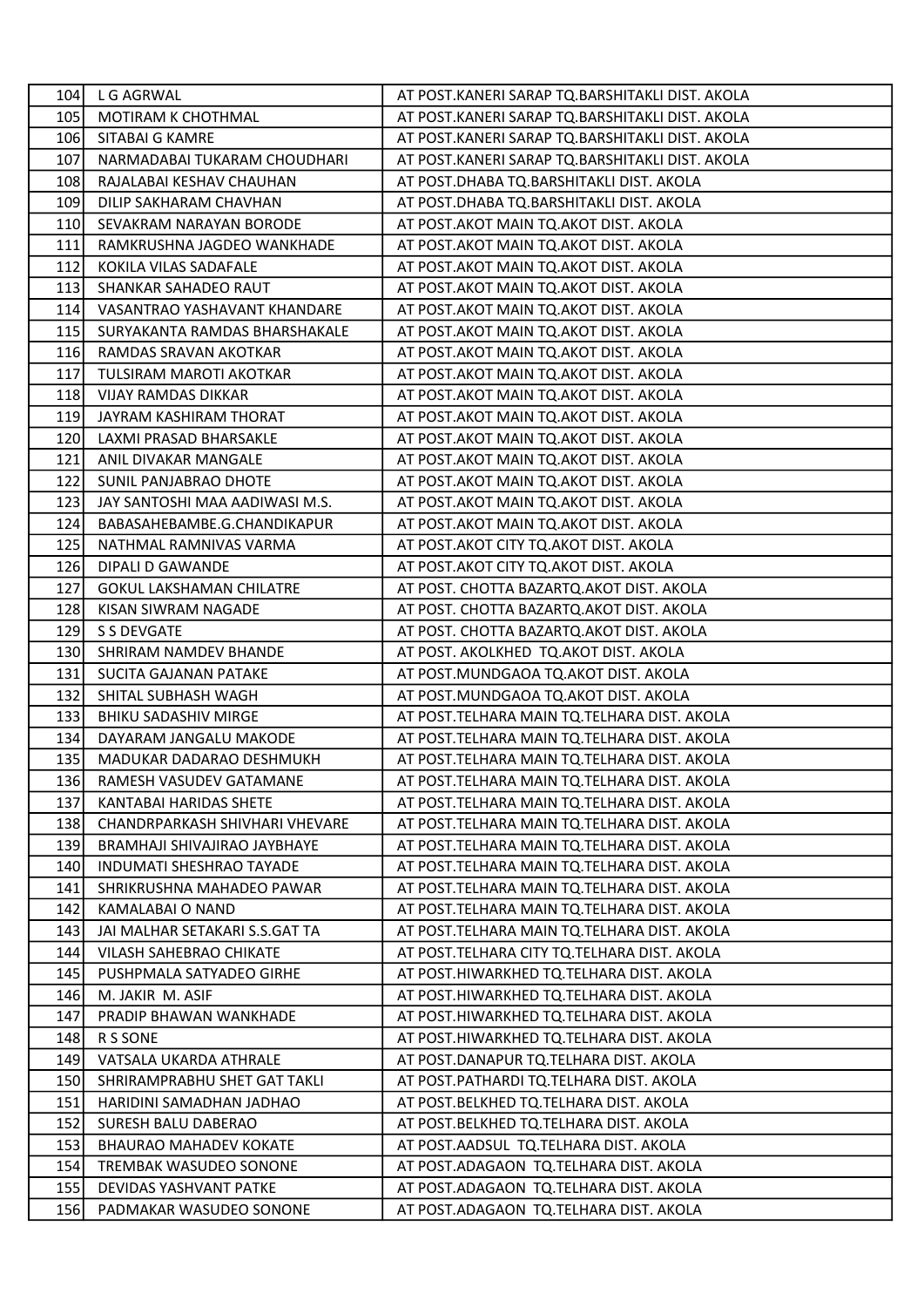| | | |
|---|---|---|
| 104 | L G AGRWAL | AT POST.KANERI SARAP TQ.BARSHITAKLI DIST. AKOLA |
| 105 | MOTIRAM K CHOTHMAL | AT POST.KANERI SARAP TQ.BARSHITAKLI DIST. AKOLA |
| 106 | SITABAI G KAMRE | AT POST.KANERI SARAP TQ.BARSHITAKLI DIST. AKOLA |
| 107 | NARMADABAI TUKARAM CHOUDHARI | AT POST.KANERI SARAP TQ.BARSHITAKLI DIST. AKOLA |
| 108 | RAJALABAI KESHAV CHAUHAN | AT POST.DHABA TQ.BARSHITAKLI DIST. AKOLA |
| 109 | DILIP SAKHARAM CHAVHAN | AT POST.DHABA TQ.BARSHITAKLI DIST. AKOLA |
| 110 | SEVAKRAM NARAYAN BORODE | AT POST.AKOT MAIN TQ.AKOT DIST. AKOLA |
| 111 | RAMKRUSHNA JAGDEO WANKHADE | AT POST.AKOT MAIN TQ.AKOT DIST. AKOLA |
| 112 | KOKILA VILAS SADAFALE | AT POST.AKOT MAIN TQ.AKOT DIST. AKOLA |
| 113 | SHANKAR SAHADEO RAUT | AT POST.AKOT MAIN TQ.AKOT DIST. AKOLA |
| 114 | VASANTRAO YASHAVANT KHANDARE | AT POST.AKOT MAIN TQ.AKOT DIST. AKOLA |
| 115 | SURYAKANTA RAMDAS BHARSHAKALE | AT POST.AKOT MAIN TQ.AKOT DIST. AKOLA |
| 116 | RAMDAS SRAVAN AKOTKAR | AT POST.AKOT MAIN TQ.AKOT DIST. AKOLA |
| 117 | TULSIRAM MAROTI AKOTKAR | AT POST.AKOT MAIN TQ.AKOT DIST. AKOLA |
| 118 | VIJAY RAMDAS DIKKAR | AT POST.AKOT MAIN TQ.AKOT DIST. AKOLA |
| 119 | JAYRAM KASHIRAM THORAT | AT POST.AKOT MAIN TQ.AKOT DIST. AKOLA |
| 120 | LAXMI PRASAD BHARSAKLE | AT POST.AKOT MAIN TQ.AKOT DIST. AKOLA |
| 121 | ANIL DIVAKAR MANGALE | AT POST.AKOT MAIN TQ.AKOT DIST. AKOLA |
| 122 | SUNIL PANJABRAO DHOTE | AT POST.AKOT MAIN TQ.AKOT DIST. AKOLA |
| 123 | JAY SANTOSHI MAA AADIWASI M.S. | AT POST.AKOT MAIN TQ.AKOT DIST. AKOLA |
| 124 | BABASAHEBAMBE.G.CHANDIKAPUR | AT POST.AKOT MAIN TQ.AKOT DIST. AKOLA |
| 125 | NATHMAL RAMNIVAS VARMA | AT POST.AKOT CITY TQ.AKOT DIST. AKOLA |
| 126 | DIPALI D GAWANDE | AT POST.AKOT CITY TQ.AKOT DIST. AKOLA |
| 127 | GOKUL LAKSHAMAN CHILATRE | AT POST. CHOTTA BAZARTQ.AKOT DIST. AKOLA |
| 128 | KISAN SIWRAM NAGADE | AT POST. CHOTTA BAZARTQ.AKOT DIST. AKOLA |
| 129 | S S DEVGATE | AT POST. CHOTTA BAZARTQ.AKOT DIST. AKOLA |
| 130 | SHRIRAM NAMDEV BHANDE | AT POST. AKOLKHED TQ.AKOT DIST. AKOLA |
| 131 | SUCITA GAJANAN PATAKE | AT POST.MUNDGAOA TQ.AKOT DIST. AKOLA |
| 132 | SHITAL SUBHASH WAGH | AT POST.MUNDGAOA TQ.AKOT DIST. AKOLA |
| 133 | BHIKU SADASHIV MIRGE | AT POST.TELHARA MAIN TQ.TELHARA DIST. AKOLA |
| 134 | DAYARAM JANGALU MAKODE | AT POST.TELHARA MAIN TQ.TELHARA DIST. AKOLA |
| 135 | MADUKAR DADARAO DESHMUKH | AT POST.TELHARA MAIN TQ.TELHARA DIST. AKOLA |
| 136 | RAMESH VASUDEV GATAMANE | AT POST.TELHARA MAIN TQ.TELHARA DIST. AKOLA |
| 137 | KANTABAI HARIDAS SHETE | AT POST.TELHARA MAIN TQ.TELHARA DIST. AKOLA |
| 138 | CHANDRPARKASH SHIVHARI VHEVARE | AT POST.TELHARA MAIN TQ.TELHARA DIST. AKOLA |
| 139 | BRAMHAJI SHIVAJIRAO JAYBHAYE | AT POST.TELHARA MAIN TQ.TELHARA DIST. AKOLA |
| 140 | INDUMATI SHESHRAO TAYADE | AT POST.TELHARA MAIN TQ.TELHARA DIST. AKOLA |
| 141 | SHRIKRUSHNA MAHADEO PAWAR | AT POST.TELHARA MAIN TQ.TELHARA DIST. AKOLA |
| 142 | KAMALABAI O NAND | AT POST.TELHARA MAIN TQ.TELHARA DIST. AKOLA |
| 143 | JAI MALHAR SETAKARI S.S.GAT TA | AT POST.TELHARA MAIN TQ.TELHARA DIST. AKOLA |
| 144 | VILASH SAHEBRAO CHIKATE | AT POST.TELHARA CITY TQ.TELHARA DIST. AKOLA |
| 145 | PUSHPMALA SATYADEO GIRHE | AT POST.HIWARKHED TQ.TELHARA DIST. AKOLA |
| 146 | M. JAKIR M. ASIF | AT POST.HIWARKHED TQ.TELHARA DIST. AKOLA |
| 147 | PRADIP BHAWAN WANKHADE | AT POST.HIWARKHED TQ.TELHARA DIST. AKOLA |
| 148 | R S SONE | AT POST.HIWARKHED TQ.TELHARA DIST. AKOLA |
| 149 | VATSALA UKARDA ATHRALE | AT POST.DANAPUR TQ.TELHARA DIST. AKOLA |
| 150 | SHRIRAMPRABHU SHET GAT TAKLI | AT POST.PATHARDI TQ.TELHARA DIST. AKOLA |
| 151 | HARIDINI SAMADHAN JADHAO | AT POST.BELKHED TQ.TELHARA DIST. AKOLA |
| 152 | SURESH BALU DABERAO | AT POST.BELKHED TQ.TELHARA DIST. AKOLA |
| 153 | BHAURAO MAHADEV KOKATE | AT POST.AADSUL TQ.TELHARA DIST. AKOLA |
| 154 | TREMBAK WASUDEO SONONE | AT POST.ADAGAON TQ.TELHARA DIST. AKOLA |
| 155 | DEVIDAS YASHVANT PATKE | AT POST.ADAGAON TQ.TELHARA DIST. AKOLA |
| 156 | PADMAKAR WASUDEO SONONE | AT POST.ADAGAON TQ.TELHARA DIST. AKOLA |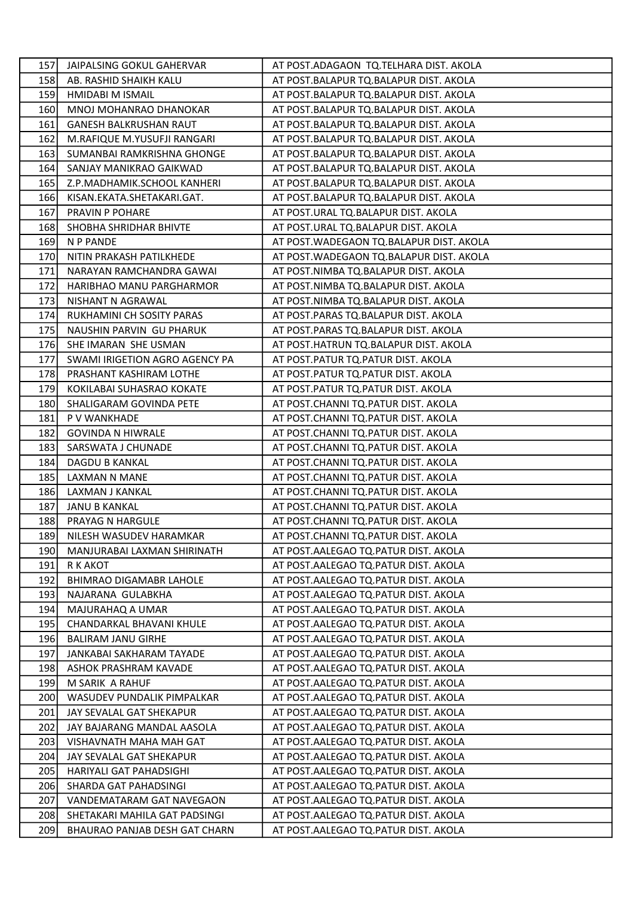| 157 | JAIPALSING GOKUL GAHERVAR | AT POST.ADAGAON TQ.TELHARA DIST. AKOLA |
|---|---|---|
| 158 | AB. RASHID SHAIKH KALU | AT POST.BALAPUR TQ.BALAPUR DIST. AKOLA |
| 159 | HMIDABI M ISMAIL | AT POST.BALAPUR TQ.BALAPUR DIST. AKOLA |
| 160 | MNOJ MOHANRAO DHANOKAR | AT POST.BALAPUR TQ.BALAPUR DIST. AKOLA |
| 161 | GANESH BALKRUSHAN RAUT | AT POST.BALAPUR TQ.BALAPUR DIST. AKOLA |
| 162 | M.RAFIQUE M.YUSUFJI RANGARI | AT POST.BALAPUR TQ.BALAPUR DIST. AKOLA |
| 163 | SUMANBAI RAMKRISHNA GHONGE | AT POST.BALAPUR TQ.BALAPUR DIST. AKOLA |
| 164 | SANJAY MANIKRAO GAIKWAD | AT POST.BALAPUR TQ.BALAPUR DIST. AKOLA |
| 165 | Z.P.MADHAMIK.SCHOOL KANHERI | AT POST.BALAPUR TQ.BALAPUR DIST. AKOLA |
| 166 | KISAN.EKATA.SHETAKARI.GAT. | AT POST.BALAPUR TQ.BALAPUR DIST. AKOLA |
| 167 | PRAVIN P POHARE | AT POST.URAL TQ.BALAPUR DIST. AKOLA |
| 168 | SHOBHA SHRIDHAR BHIVTE | AT POST.URAL TQ.BALAPUR DIST. AKOLA |
| 169 | N P PANDE | AT POST.WADEGAON TQ.BALAPUR DIST. AKOLA |
| 170 | NITIN PRAKASH PATILKHEDE | AT POST.WADEGAON TQ.BALAPUR DIST. AKOLA |
| 171 | NARAYAN RAMCHANDRA GAWAI | AT POST.NIMBA TQ.BALAPUR DIST. AKOLA |
| 172 | HARIBHAO MANU PARGHARMOR | AT POST.NIMBA TQ.BALAPUR DIST. AKOLA |
| 173 | NISHANT N AGRAWAL | AT POST.NIMBA TQ.BALAPUR DIST. AKOLA |
| 174 | RUKHAMINI CH SOSITY PARAS | AT POST.PARAS TQ.BALAPUR DIST. AKOLA |
| 175 | NAUSHIN PARVIN GU PHARUK | AT POST.PARAS TQ.BALAPUR DIST. AKOLA |
| 176 | SHE IMARAN SHE USMAN | AT POST.HATRUN TQ.BALAPUR DIST. AKOLA |
| 177 | SWAMI IRIGETION AGRO AGENCY PA | AT POST.PATUR TQ.PATUR DIST. AKOLA |
| 178 | PRASHANT KASHIRAM LOTHE | AT POST.PATUR TQ.PATUR DIST. AKOLA |
| 179 | KOKILABAI SUHASRAO KOKATE | AT POST.PATUR TQ.PATUR DIST. AKOLA |
| 180 | SHALIGARAM GOVINDA PETE | AT POST.CHANNI TQ.PATUR DIST. AKOLA |
| 181 | P V WANKHADE | AT POST.CHANNI TQ.PATUR DIST. AKOLA |
| 182 | GOVINDA N HIWRALE | AT POST.CHANNI TQ.PATUR DIST. AKOLA |
| 183 | SARSWATA J CHUNADE | AT POST.CHANNI TQ.PATUR DIST. AKOLA |
| 184 | DAGDU B KANKAL | AT POST.CHANNI TQ.PATUR DIST. AKOLA |
| 185 | LAXMAN N MANE | AT POST.CHANNI TQ.PATUR DIST. AKOLA |
| 186 | LAXMAN J KANKAL | AT POST.CHANNI TQ.PATUR DIST. AKOLA |
| 187 | JANU B KANKAL | AT POST.CHANNI TQ.PATUR DIST. AKOLA |
| 188 | PRAYAG N HARGULE | AT POST.CHANNI TQ.PATUR DIST. AKOLA |
| 189 | NILESH WASUDEV HARAMKAR | AT POST.CHANNI TQ.PATUR DIST. AKOLA |
| 190 | MANJURABAI LAXMAN SHIRINATH | AT POST.AALEGAO TQ.PATUR DIST. AKOLA |
| 191 | R K AKOT | AT POST.AALEGAO TQ.PATUR DIST. AKOLA |
| 192 | BHIMRAO DIGAMABR LAHOLE | AT POST.AALEGAO TQ.PATUR DIST. AKOLA |
| 193 | NAJARANA GULABKHA | AT POST.AALEGAO TQ.PATUR DIST. AKOLA |
| 194 | MAJURAHAQ A UMAR | AT POST.AALEGAO TQ.PATUR DIST. AKOLA |
| 195 | CHANDARKAL BHAVANI KHULE | AT POST.AALEGAO TQ.PATUR DIST. AKOLA |
| 196 | BALIRAM JANU GIRHE | AT POST.AALEGAO TQ.PATUR DIST. AKOLA |
| 197 | JANKABAI SAKHARAM TAYADE | AT POST.AALEGAO TQ.PATUR DIST. AKOLA |
| 198 | ASHOK PRASHRAM KAVADE | AT POST.AALEGAO TQ.PATUR DIST. AKOLA |
| 199 | M SARIK A RAHUF | AT POST.AALEGAO TQ.PATUR DIST. AKOLA |
| 200 | WASUDEV PUNDALIK PIMPALKAR | AT POST.AALEGAO TQ.PATUR DIST. AKOLA |
| 201 | JAY SEVALAL GAT SHEKAPUR | AT POST.AALEGAO TQ.PATUR DIST. AKOLA |
| 202 | JAY BAJARANG MANDAL AASOLA | AT POST.AALEGAO TQ.PATUR DIST. AKOLA |
| 203 | VISHAVNATH MAHA MAH GAT | AT POST.AALEGAO TQ.PATUR DIST. AKOLA |
| 204 | JAY SEVALAL GAT SHEKAPUR | AT POST.AALEGAO TQ.PATUR DIST. AKOLA |
| 205 | HARIYALI GAT PAHADSIGHI | AT POST.AALEGAO TQ.PATUR DIST. AKOLA |
| 206 | SHARDA GAT PAHADSINGI | AT POST.AALEGAO TQ.PATUR DIST. AKOLA |
| 207 | VANDEMATARAM GAT NAVEGAON | AT POST.AALEGAO TQ.PATUR DIST. AKOLA |
| 208 | SHETAKARI MAHILA GAT PADSINGI | AT POST.AALEGAO TQ.PATUR DIST. AKOLA |
| 209 | BHAURAO PANJAB DESH GAT CHARN | AT POST.AALEGAO TQ.PATUR DIST. AKOLA |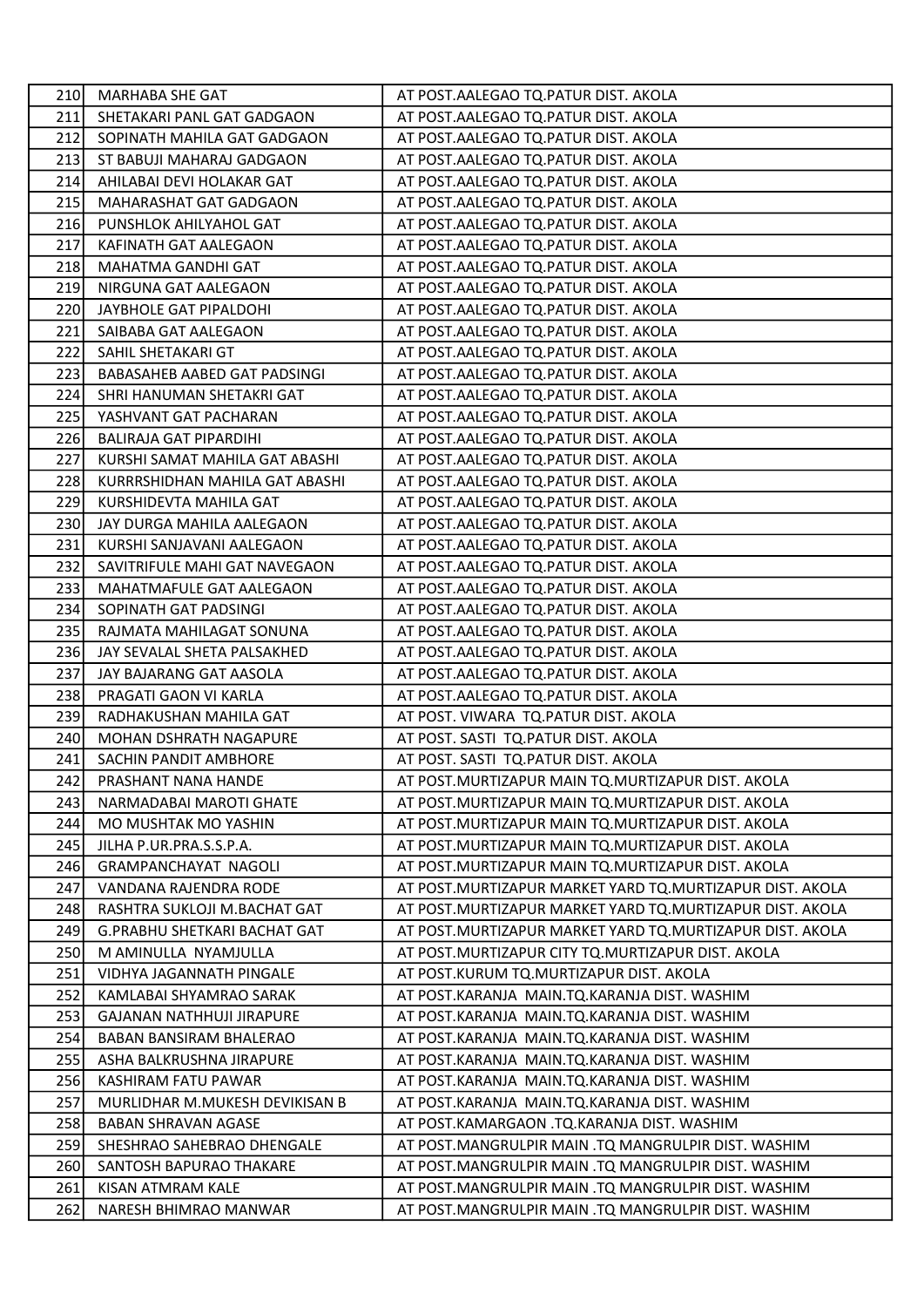| 210 | MARHABA SHE GAT | AT POST.AALEGAO TQ.PATUR DIST. AKOLA |
|---|---|---|
| 211 | SHETAKARI PANL GAT GADGAON | AT POST.AALEGAO TQ.PATUR DIST. AKOLA |
| 212 | SOPINATH MAHILA GAT GADGAON | AT POST.AALEGAO TQ.PATUR DIST. AKOLA |
| 213 | ST BABUJI MAHARAJ GADGAON | AT POST.AALEGAO TQ.PATUR DIST. AKOLA |
| 214 | AHILABAI DEVI HOLAKAR GAT | AT POST.AALEGAO TQ.PATUR DIST. AKOLA |
| 215 | MAHARASHAT GAT GADGAON | AT POST.AALEGAO TQ.PATUR DIST. AKOLA |
| 216 | PUNSHLOK AHILYAHOL GAT | AT POST.AALEGAO TQ.PATUR DIST. AKOLA |
| 217 | KAFINATH GAT AALEGAON | AT POST.AALEGAO TQ.PATUR DIST. AKOLA |
| 218 | MAHATMA GANDHI GAT | AT POST.AALEGAO TQ.PATUR DIST. AKOLA |
| 219 | NIRGUNA GAT AALEGAON | AT POST.AALEGAO TQ.PATUR DIST. AKOLA |
| 220 | JAYBHOLE GAT PIPALDOHI | AT POST.AALEGAO TQ.PATUR DIST. AKOLA |
| 221 | SAIBABA GAT AALEGAON | AT POST.AALEGAO TQ.PATUR DIST. AKOLA |
| 222 | SAHIL SHETAKARI GT | AT POST.AALEGAO TQ.PATUR DIST. AKOLA |
| 223 | BABASAHEB AABED GAT PADSINGI | AT POST.AALEGAO TQ.PATUR DIST. AKOLA |
| 224 | SHRI HANUMAN SHETAKRI GAT | AT POST.AALEGAO TQ.PATUR DIST. AKOLA |
| 225 | YASHVANT GAT PACHARAN | AT POST.AALEGAO TQ.PATUR DIST. AKOLA |
| 226 | BALIRAJA GAT PIPARDIHI | AT POST.AALEGAO TQ.PATUR DIST. AKOLA |
| 227 | KURSHI SAMAT MAHILA GAT ABASHI | AT POST.AALEGAO TQ.PATUR DIST. AKOLA |
| 228 | KURRRSHIDHAN MAHILA GAT ABASHI | AT POST.AALEGAO TQ.PATUR DIST. AKOLA |
| 229 | KURSHIDEVTA MAHILA GAT | AT POST.AALEGAO TQ.PATUR DIST. AKOLA |
| 230 | JAY DURGA MAHILA AALEGAON | AT POST.AALEGAO TQ.PATUR DIST. AKOLA |
| 231 | KURSHI SANJAVANI AALEGAON | AT POST.AALEGAO TQ.PATUR DIST. AKOLA |
| 232 | SAVITRIFULE MAHI GAT NAVEGAON | AT POST.AALEGAO TQ.PATUR DIST. AKOLA |
| 233 | MAHATMAFULE GAT AALEGAON | AT POST.AALEGAO TQ.PATUR DIST. AKOLA |
| 234 | SOPINATH GAT PADSINGI | AT POST.AALEGAO TQ.PATUR DIST. AKOLA |
| 235 | RAJMATA MAHILAGAT SONUNA | AT POST.AALEGAO TQ.PATUR DIST. AKOLA |
| 236 | JAY SEVALAL SHETA PALSAKHED | AT POST.AALEGAO TQ.PATUR DIST. AKOLA |
| 237 | JAY BAJARANG GAT AASOLA | AT POST.AALEGAO TQ.PATUR DIST. AKOLA |
| 238 | PRAGATI GAON VI KARLA | AT POST.AALEGAO TQ.PATUR DIST. AKOLA |
| 239 | RADHAKUSHAN MAHILA GAT | AT POST. VIWARA TQ.PATUR DIST. AKOLA |
| 240 | MOHAN DSHRATH NAGAPURE | AT POST. SASTI TQ.PATUR DIST. AKOLA |
| 241 | SACHIN PANDIT AMBHORE | AT POST. SASTI TQ.PATUR DIST. AKOLA |
| 242 | PRASHANT NANA HANDE | AT POST.MURTIZAPUR MAIN TQ.MURTIZAPUR DIST. AKOLA |
| 243 | NARMADABAI MAROTI GHATE | AT POST.MURTIZAPUR MAIN TQ.MURTIZAPUR DIST. AKOLA |
| 244 | MO MUSHTAK MO YASHIN | AT POST.MURTIZAPUR MAIN TQ.MURTIZAPUR DIST. AKOLA |
| 245 | JILHA P.UR.PRA.S.S.P.A. | AT POST.MURTIZAPUR MAIN TQ.MURTIZAPUR DIST. AKOLA |
| 246 | GRAMPANCHAYAT NAGOLI | AT POST.MURTIZAPUR MAIN TQ.MURTIZAPUR DIST. AKOLA |
| 247 | VANDANA RAJENDRA RODE | AT POST.MURTIZAPUR MARKET YARD TQ.MURTIZAPUR DIST. AKOLA |
| 248 | RASHTRA SUKLOJI M.BACHAT GAT | AT POST.MURTIZAPUR MARKET YARD TQ.MURTIZAPUR DIST. AKOLA |
| 249 | G.PRABHU SHETKARI BACHAT GAT | AT POST.MURTIZAPUR MARKET YARD TQ.MURTIZAPUR DIST. AKOLA |
| 250 | M AMINULLA NYAMJULLA | AT POST.MURTIZAPUR CITY TQ.MURTIZAPUR DIST. AKOLA |
| 251 | VIDHYA JAGANNATH PINGALE | AT POST.KURUM TQ.MURTIZAPUR DIST. AKOLA |
| 252 | KAMLABAI SHYAMRAO SARAK | AT POST.KARANJA MAIN.TQ.KARANJA DIST. WASHIM |
| 253 | GAJANAN NATHHUJI JIRAPURE | AT POST.KARANJA MAIN.TQ.KARANJA DIST. WASHIM |
| 254 | BABAN BANSIRAM BHALERAO | AT POST.KARANJA MAIN.TQ.KARANJA DIST. WASHIM |
| 255 | ASHA BALKRUSHNA JIRAPURE | AT POST.KARANJA MAIN.TQ.KARANJA DIST. WASHIM |
| 256 | KASHIRAM FATU PAWAR | AT POST.KARANJA MAIN.TQ.KARANJA DIST. WASHIM |
| 257 | MURLIDHAR M.MUKESH DEVIKISAN B | AT POST.KARANJA MAIN.TQ.KARANJA DIST. WASHIM |
| 258 | BABAN SHRAVAN AGASE | AT POST.KAMARGAON .TQ.KARANJA DIST. WASHIM |
| 259 | SHESHRAO SAHEBRAO DHENGALE | AT POST.MANGRULPIR MAIN .TQ MANGRULPIR DIST. WASHIM |
| 260 | SANTOSH BAPURAO THAKARE | AT POST.MANGRULPIR MAIN .TQ MANGRULPIR DIST. WASHIM |
| 261 | KISAN ATMRAM KALE | AT POST.MANGRULPIR MAIN .TQ MANGRULPIR DIST. WASHIM |
| 262 | NARESH BHIMRAO MANWAR | AT POST.MANGRULPIR MAIN .TQ MANGRULPIR DIST. WASHIM |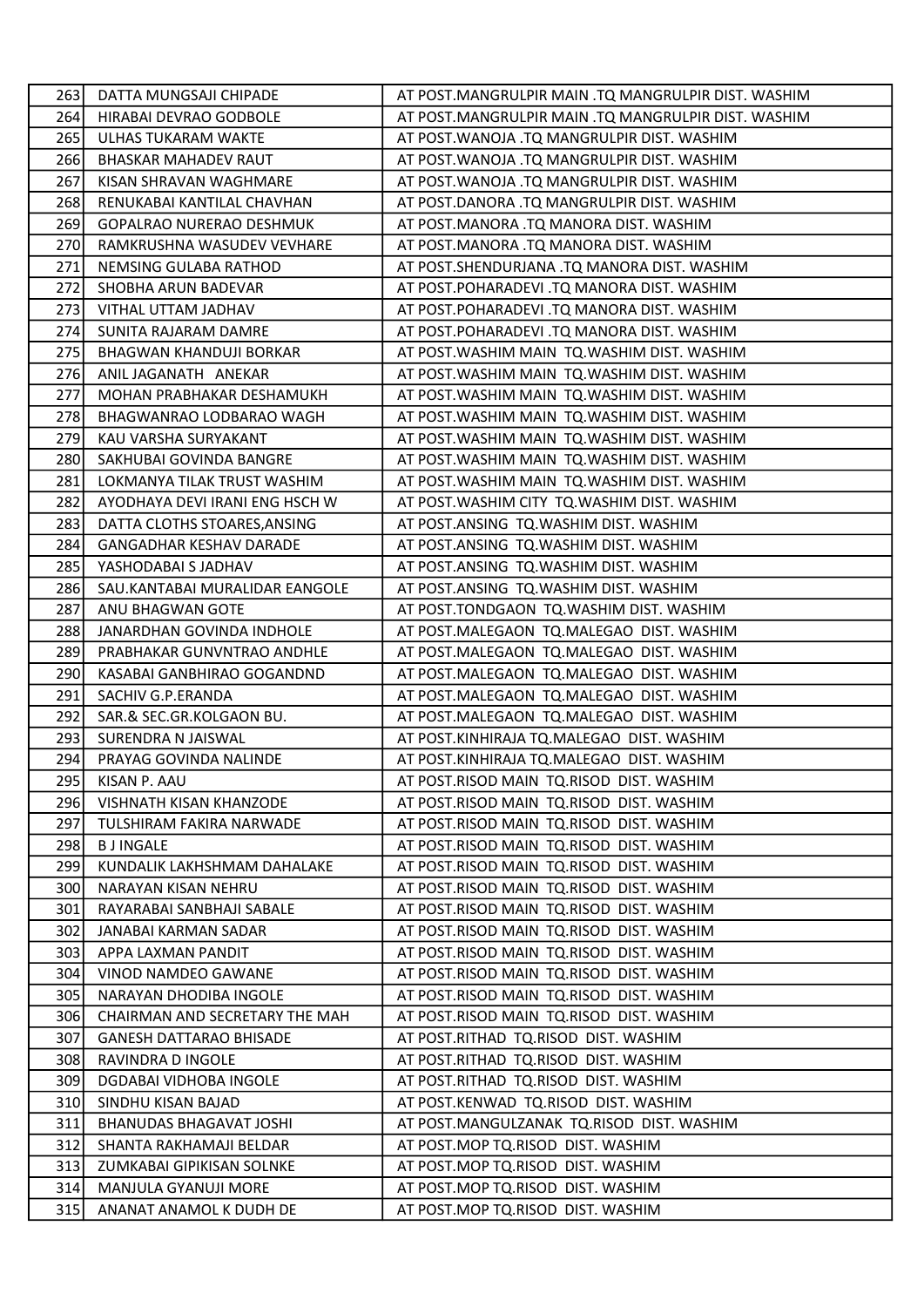| | | |
|---|---|---|
| 263 | DATTA MUNGSAJI CHIPADE | AT POST.MANGRULPIR MAIN .TQ MANGRULPIR DIST. WASHIM |
| 264 | HIRABAI DEVRAO GODBOLE | AT POST.MANGRULPIR MAIN .TQ MANGRULPIR DIST. WASHIM |
| 265 | ULHAS TUKARAM WAKTE | AT POST.WANOJA .TQ MANGRULPIR DIST. WASHIM |
| 266 | BHASKAR MAHADEV RAUT | AT POST.WANOJA .TQ MANGRULPIR DIST. WASHIM |
| 267 | KISAN SHRAVAN WAGHMARE | AT POST.WANOJA .TQ MANGRULPIR DIST. WASHIM |
| 268 | RENUKABAI KANTILAL CHAVHAN | AT POST.DANORA .TQ MANGRULPIR DIST. WASHIM |
| 269 | GOPALRAO NURERAO DESHMUK | AT POST.MANORA .TQ MANORA DIST. WASHIM |
| 270 | RAMKRUSHNA WASUDEV VEVHARE | AT POST.MANORA .TQ MANORA DIST. WASHIM |
| 271 | NEMSING GULABA RATHOD | AT POST.SHENDURJANA .TQ MANORA DIST. WASHIM |
| 272 | SHOBHA ARUN BADEVAR | AT POST.POHARADEVI .TQ MANORA DIST. WASHIM |
| 273 | VITHAL UTTAM JADHAV | AT POST.POHARADEVI .TQ MANORA DIST. WASHIM |
| 274 | SUNITA RAJARAM DAMRE | AT POST.POHARADEVI .TQ MANORA DIST. WASHIM |
| 275 | BHAGWAN KHANDUJI BORKAR | AT POST.WASHIM MAIN TQ.WASHIM DIST. WASHIM |
| 276 | ANIL JAGANATH ANEKAR | AT POST.WASHIM MAIN TQ.WASHIM DIST. WASHIM |
| 277 | MOHAN PRABHAKAR DESHAMUKH | AT POST.WASHIM MAIN TQ.WASHIM DIST. WASHIM |
| 278 | BHAGWANRAO LODBARAO WAGH | AT POST.WASHIM MAIN TQ.WASHIM DIST. WASHIM |
| 279 | KAU VARSHA SURYAKANT | AT POST.WASHIM MAIN TQ.WASHIM DIST. WASHIM |
| 280 | SAKHUBAI GOVINDA BANGRE | AT POST.WASHIM MAIN TQ.WASHIM DIST. WASHIM |
| 281 | LOKMANYA TILAK TRUST WASHIM | AT POST.WASHIM MAIN TQ.WASHIM DIST. WASHIM |
| 282 | AYODHAYA DEVI IRANI ENG HSCH W | AT POST.WASHIM CITY TQ.WASHIM DIST. WASHIM |
| 283 | DATTA CLOTHS STOARES,ANSING | AT POST.ANSING TQ.WASHIM DIST. WASHIM |
| 284 | GANGADHAR KESHAV DARADE | AT POST.ANSING TQ.WASHIM DIST. WASHIM |
| 285 | YASHODABAI S JADHAV | AT POST.ANSING TQ.WASHIM DIST. WASHIM |
| 286 | SAU.KANTABAI MURALIDAR EANGOLE | AT POST.ANSING TQ.WASHIM DIST. WASHIM |
| 287 | ANU BHAGWAN GOTE | AT POST.TONDGAON TQ.WASHIM DIST. WASHIM |
| 288 | JANARDHAN GOVINDA INDHOLE | AT POST.MALEGAON TQ.MALEGAO DIST. WASHIM |
| 289 | PRABHAKAR GUNVNTRAO ANDHLE | AT POST.MALEGAON TQ.MALEGAO DIST. WASHIM |
| 290 | KASABAI GANBHIRAO GOGANDND | AT POST.MALEGAON TQ.MALEGAO DIST. WASHIM |
| 291 | SACHIV G.P.ERANDA | AT POST.MALEGAON TQ.MALEGAO DIST. WASHIM |
| 292 | SAR.& SEC.GR.KOLGAON BU. | AT POST.MALEGAON TQ.MALEGAO DIST. WASHIM |
| 293 | SURENDRA N JAISWAL | AT POST.KINHIRAJA TQ.MALEGAO DIST. WASHIM |
| 294 | PRAYAG GOVINDA NALINDE | AT POST.KINHIRAJA TQ.MALEGAO DIST. WASHIM |
| 295 | KISAN P. AAU | AT POST.RISOD MAIN TQ.RISOD DIST. WASHIM |
| 296 | VISHNATH KISAN KHANZODE | AT POST.RISOD MAIN TQ.RISOD DIST. WASHIM |
| 297 | TULSHIRAM FAKIRA NARWADE | AT POST.RISOD MAIN TQ.RISOD DIST. WASHIM |
| 298 | B J INGALE | AT POST.RISOD MAIN TQ.RISOD DIST. WASHIM |
| 299 | KUNDALIK LAKHSHMAM DAHALAKE | AT POST.RISOD MAIN TQ.RISOD DIST. WASHIM |
| 300 | NARAYAN KISAN NEHRU | AT POST.RISOD MAIN TQ.RISOD DIST. WASHIM |
| 301 | RAYARABAI SANBHAJI SABALE | AT POST.RISOD MAIN TQ.RISOD DIST. WASHIM |
| 302 | JANABAI KARMAN SADAR | AT POST.RISOD MAIN TQ.RISOD DIST. WASHIM |
| 303 | APPA LAXMAN PANDIT | AT POST.RISOD MAIN TQ.RISOD DIST. WASHIM |
| 304 | VINOD NAMDEO GAWANE | AT POST.RISOD MAIN TQ.RISOD DIST. WASHIM |
| 305 | NARAYAN DHODIBA INGOLE | AT POST.RISOD MAIN TQ.RISOD DIST. WASHIM |
| 306 | CHAIRMAN AND SECRETARY THE MAH | AT POST.RISOD MAIN TQ.RISOD DIST. WASHIM |
| 307 | GANESH DATTARAO BHISADE | AT POST.RITHAD TQ.RISOD DIST. WASHIM |
| 308 | RAVINDRA D INGOLE | AT POST.RITHAD TQ.RISOD DIST. WASHIM |
| 309 | DGDABAI VIDHOBA INGOLE | AT POST.RITHAD TQ.RISOD DIST. WASHIM |
| 310 | SINDHU KISAN BAJAD | AT POST.KENWAD TQ.RISOD DIST. WASHIM |
| 311 | BHANUDAS BHAGAVAT JOSHI | AT POST.MANGULZANAK TQ.RISOD DIST. WASHIM |
| 312 | SHANTA RAKHAMAJI BELDAR | AT POST.MOP TQ.RISOD DIST. WASHIM |
| 313 | ZUMKABAI GIPIKISAN SOLNKE | AT POST.MOP TQ.RISOD DIST. WASHIM |
| 314 | MANJULA GYANUJI MORE | AT POST.MOP TQ.RISOD DIST. WASHIM |
| 315 | ANANAT ANAMOL K DUDH DE | AT POST.MOP TQ.RISOD DIST. WASHIM |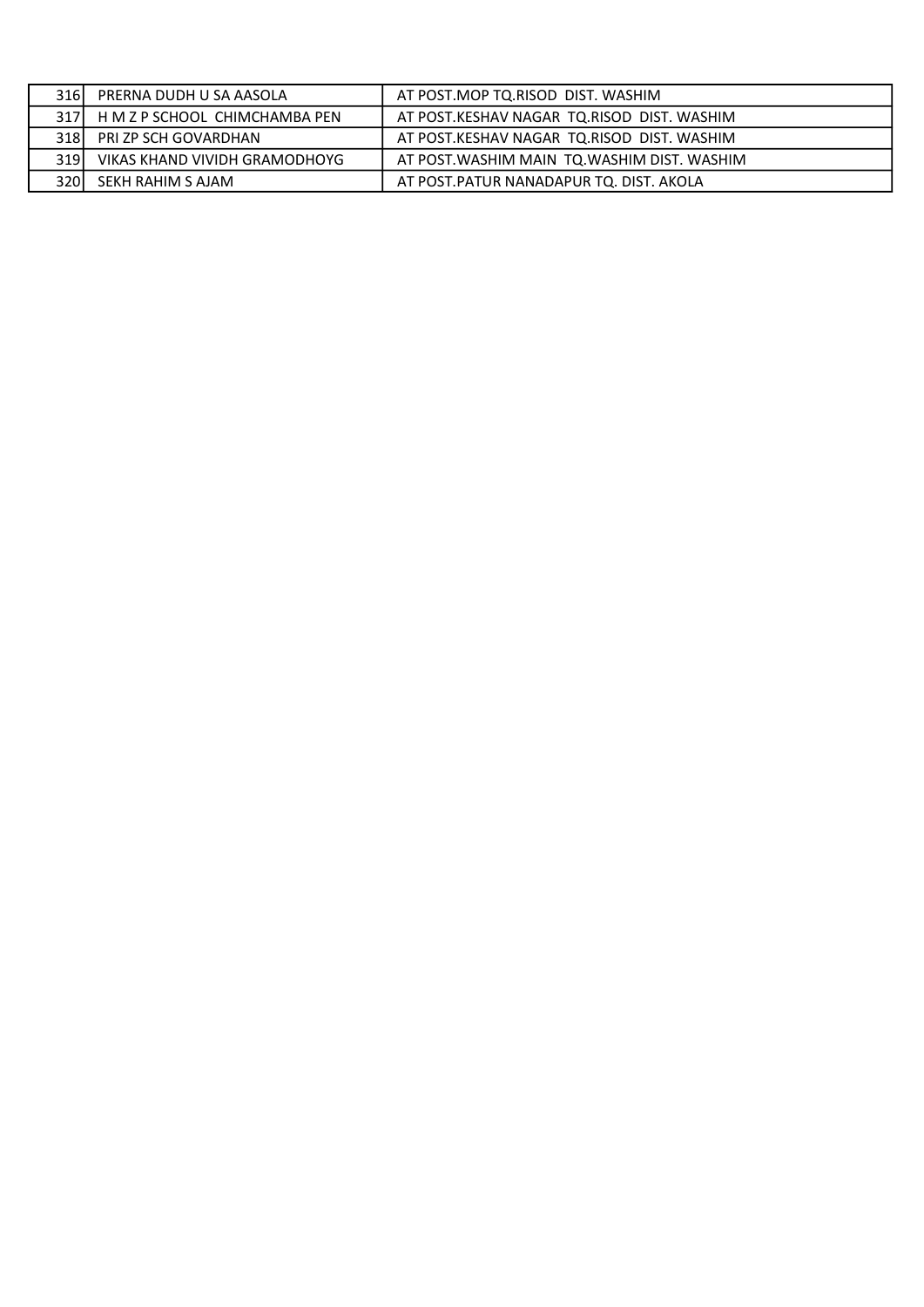| | | |
|---|---|---|
| 316 | PRERNA DUDH U SA AASOLA | AT POST.MOP TQ.RISOD DIST. WASHIM |
| 317 | H M Z P SCHOOL CHIMCHAMBA PEN | AT POST.KESHAV NAGAR TQ.RISOD DIST. WASHIM |
| 318 | PRI ZP SCH GOVARDHAN | AT POST.KESHAV NAGAR TQ.RISOD DIST. WASHIM |
| 319 | VIKAS KHAND VIVIDH GRAMODHOYG | AT POST.WASHIM MAIN TQ.WASHIM DIST. WASHIM |
| 320 | SEKH RAHIM S AJAM | AT POST.PATUR NANADAPUR TQ. DIST. AKOLA |